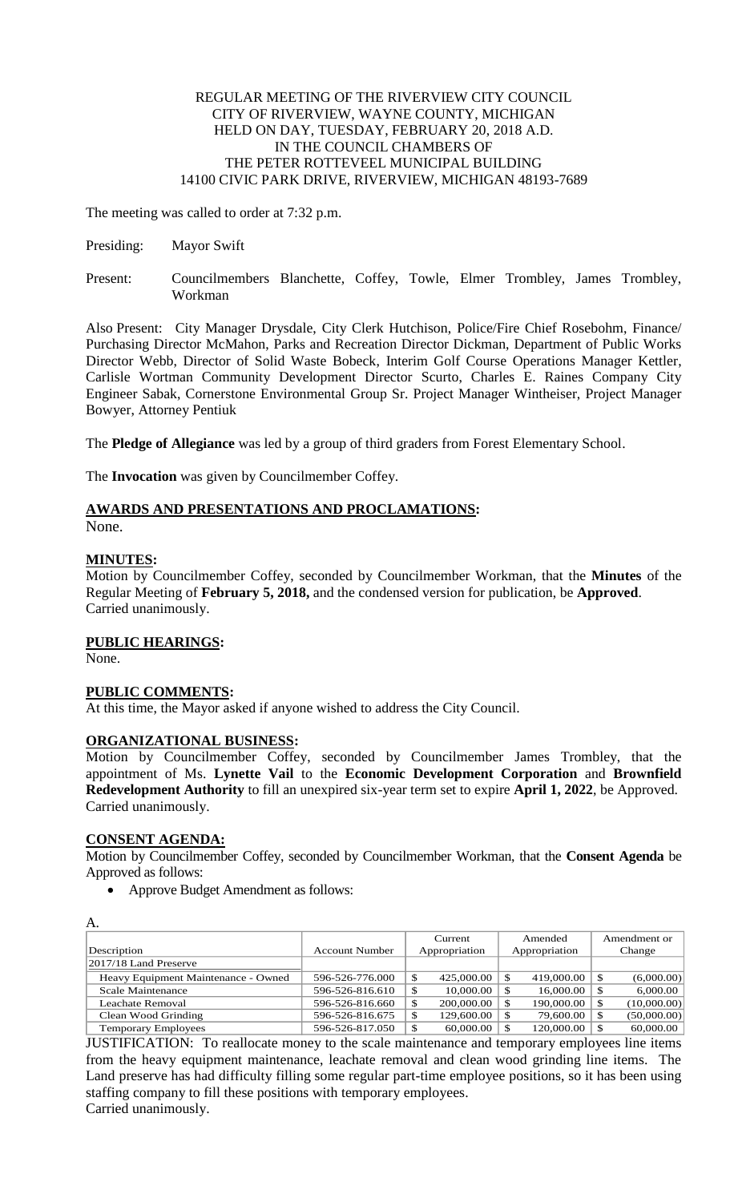REGULAR MEETING OF THE RIVERVIEW CITY COUNCIL
CITY OF RIVERVIEW, WAYNE COUNTY, MICHIGAN
HELD ON DAY, TUESDAY, FEBRUARY 20, 2018 A.D.
IN THE COUNCIL CHAMBERS OF
THE PETER ROTTEVEEL MUNICIPAL BUILDING
14100 CIVIC PARK DRIVE, RIVERVIEW, MICHIGAN 48193-7689

The meeting was called to order at 7:32 p.m.

Presiding: Mayor Swift

Present: Councilmembers Blanchette, Coffey, Towle, Elmer Trombley, James Trombley, Workman

Also Present: City Manager Drysdale, City Clerk Hutchison, Police/Fire Chief Rosebohm, Finance/ Purchasing Director McMahon, Parks and Recreation Director Dickman, Department of Public Works Director Webb, Director of Solid Waste Bobeck, Interim Golf Course Operations Manager Kettler, Carlisle Wortman Community Development Director Scurto, Charles E. Raines Company City Engineer Sabak, Cornerstone Environmental Group Sr. Project Manager Wintheiser, Project Manager Bowyer, Attorney Pentiuk

The **Pledge of Allegiance** was led by a group of third graders from Forest Elementary School.

The **Invocation** was given by Councilmember Coffey.

**AWARDS AND PRESENTATIONS AND PROCLAMATIONS:**
None.

**MINUTES:**
Motion by Councilmember Coffey, seconded by Councilmember Workman, that the **Minutes** of the Regular Meeting of **February 5, 2018,** and the condensed version for publication, be **Approved**.
Carried unanimously.

**PUBLIC HEARINGS:**
None.

**PUBLIC COMMENTS:**
At this time, the Mayor asked if anyone wished to address the City Council.

**ORGANIZATIONAL BUSINESS:**
Motion by Councilmember Coffey, seconded by Councilmember James Trombley, that the appointment of Ms. **Lynette Vail** to the **Economic Development Corporation** and **Brownfield Redevelopment Authority** to fill an unexpired six-year term set to expire **April 1, 2022**, be Approved.
Carried unanimously.

**CONSENT AGENDA:**
Motion by Councilmember Coffey, seconded by Councilmember Workman, that the **Consent Agenda** be Approved as follows:

- Approve Budget Amendment as follows:

A.

| Description | Account Number | Current Appropriation | Amended Appropriation | Amendment or Change |
|---|---|---|---|---|
| 2017/18 Land Preserve | | | | |
| Heavy Equipment Maintenance - Owned | 596-526-776.000 | $ 425,000.00 | $ 419,000.00 | $ (6,000.00) |
| Scale Maintenance | 596-526-816.610 | $ 10,000.00 | $ 16,000.00 | $ 6,000.00 |
| Leachate Removal | 596-526-816.660 | $ 200,000.00 | $ 190,000.00 | $ (10,000.00) |
| Clean Wood Grinding | 596-526-816.675 | $ 129,600.00 | $ 79,600.00 | $ (50,000.00) |
| Temporary Employees | 596-526-817.050 | $ 60,000.00 | $ 120,000.00 | $ 60,000.00 |

JUSTIFICATION: To reallocate money to the scale maintenance and temporary employees line items from the heavy equipment maintenance, leachate removal and clean wood grinding line items. The Land preserve has had difficulty filling some regular part-time employee positions, so it has been using staffing company to fill these positions with temporary employees.
Carried unanimously.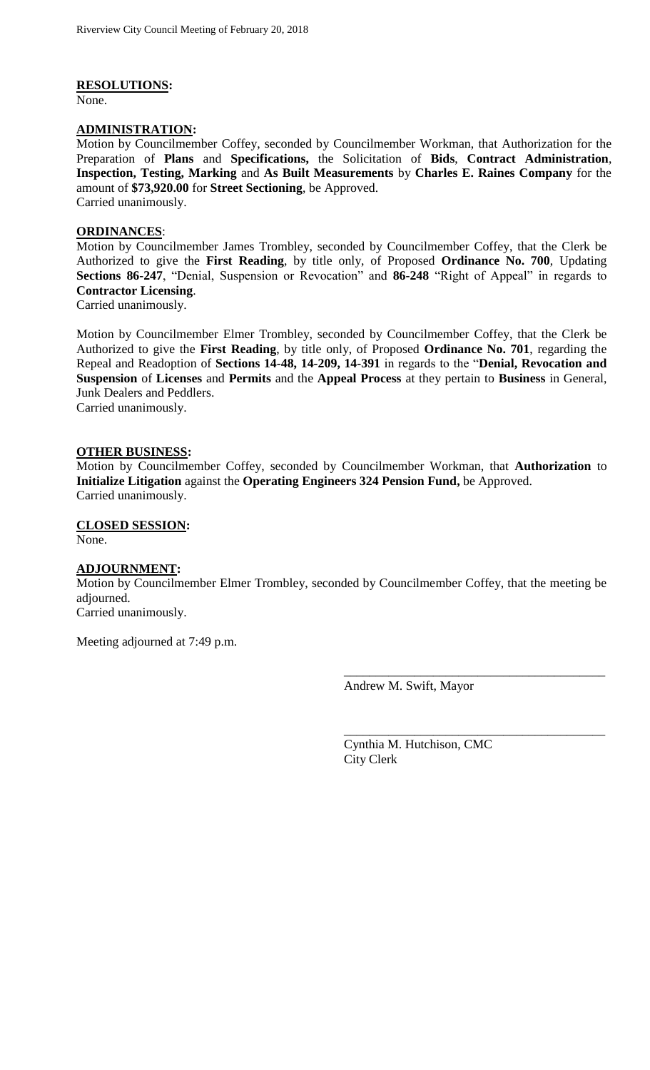**RESOLUTIONS:**
None.

**ADMINISTRATION:**
Motion by Councilmember Coffey, seconded by Councilmember Workman, that Authorization for the Preparation of **Plans** and **Specifications,** the Solicitation of **Bids**, **Contract Administration**, **Inspection, Testing, Marking** and **As Built Measurements** by **Charles E. Raines Company** for the amount of **$73,920.00** for **Street Sectioning**, be Approved.
Carried unanimously.

**ORDINANCES**:
Motion by Councilmember James Trombley, seconded by Councilmember Coffey, that the Clerk be Authorized to give the **First Reading**, by title only, of Proposed **Ordinance No. 700**, Updating **Sections 86-247**, "Denial, Suspension or Revocation" and **86-248** "Right of Appeal" in regards to **Contractor Licensing**.
Carried unanimously.

Motion by Councilmember Elmer Trombley, seconded by Councilmember Coffey, that the Clerk be Authorized to give the **First Reading**, by title only, of Proposed **Ordinance No. 701**, regarding the Repeal and Readoption of **Sections 14-48, 14-209, 14-391** in regards to the "**Denial, Revocation and Suspension** of **Licenses** and **Permits** and the **Appeal Process** at they pertain to **Business** in General, Junk Dealers and Peddlers.
Carried unanimously.

**OTHER BUSINESS:**
Motion by Councilmember Coffey, seconded by Councilmember Workman, that **Authorization** to **Initialize Litigation** against the **Operating Engineers 324 Pension Fund,** be Approved.
Carried unanimously.

**CLOSED SESSION:**
None.

**ADJOURNMENT:**
Motion by Councilmember Elmer Trombley, seconded by Councilmember Coffey, that the meeting be adjourned.
Carried unanimously.

Meeting adjourned at 7:49 p.m.

\_\_\_\_\_\_\_\_\_\_\_\_\_\_\_\_\_\_\_\_\_\_\_\_\_\_\_\_\_\_\_\_\_\_\_\_\_\_\_\_
Andrew M. Swift, Mayor

\_\_\_\_\_\_\_\_\_\_\_\_\_\_\_\_\_\_\_\_\_\_\_\_\_\_\_\_\_\_\_\_\_\_\_\_\_\_\_\_
Cynthia M. Hutchison, CMC
City Clerk